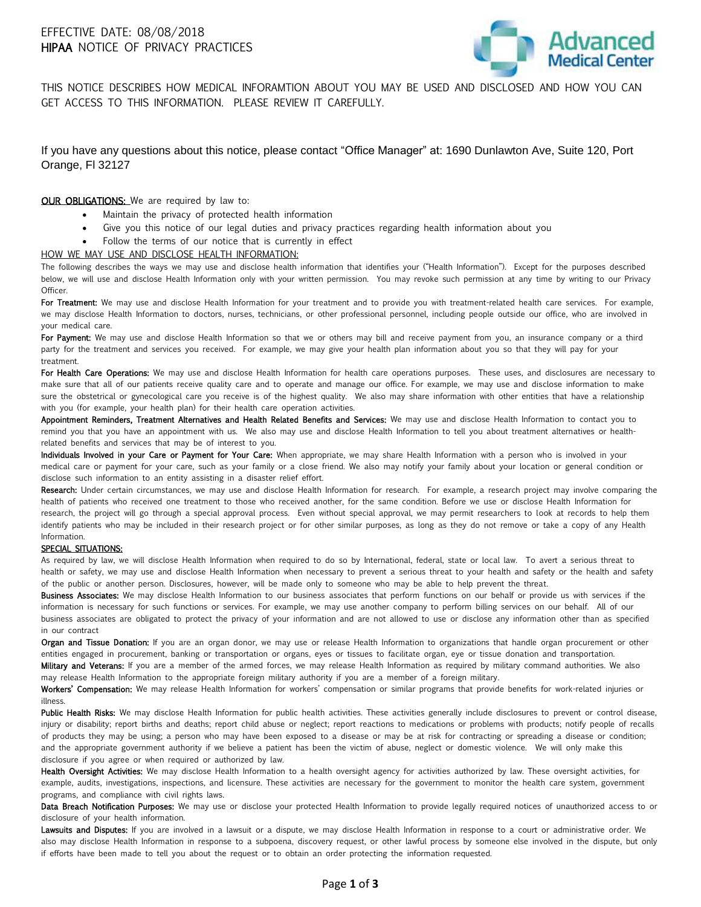EFFECTIVE DATE: 08/08/2018

**HIPAA** NOTICE OF PRIVACY PRACTICES

Advanced Medical Center

THIS NOTICE DESCRIBES HOW MEDICAL INFORAMTION ABOUT YOU MAY BE USED AND DISCLOSED AND HOW YOU CAN GET ACCESS TO THIS INFORMATION. PLEASE REVIEW IT CAREFULLY.

If you have any questions about this notice, please contact “Office Manager” at: 1690 Dunlawton Ave, Suite 120, Port Orange, Fl 32127

**OUR OBLIGATIONS:** We are required by law to:

- Maintain the privacy of protected health information
- Give you this notice of our legal duties and privacy practices regarding health information about you
- Follow the terms of our notice that is currently in effect

HOW WE MAY USE AND DISCLOSE HEALTH INFORMATION:

The following describes the ways we may use and disclose health information that identifies your (“Health Information”). Except for the purposes described below, we will use and disclose Health Information only with your written permission. You may revoke such permission at any time by writing to our Privacy Officer.

**For Treatment:** We may use and disclose Health Information for your treatment and to provide you with treatment-related health care services. For example, we may disclose Health Information to doctors, nurses, technicians, or other professional personnel, including people outside our office, who are involved in your medical care.

**For Payment:** We may use and disclose Health Information so that we or others may bill and receive payment from you, an insurance company or a third party for the treatment and services you received. For example, we may give your health plan information about you so that they will pay for your treatment.

**For Health Care Operations:** We may use and disclose Health Information for health care operations purposes. These uses, and disclosures are necessary to make sure that all of our patients receive quality care and to operate and manage our office. For example, we may use and disclose information to make sure the obstetrical or gynecological care you receive is of the highest quality. We also may share information with other entities that have a relationship with you (for example, your health plan) for their health care operation activities.

**Appointment Reminders, Treatment Alternatives and Health Related Benefits and Services:** We may use and disclose Health Information to contact you to remind you that you have an appointment with us. We also may use and disclose Health Information to tell you about treatment alternatives or health-related benefits and services that may be of interest to you.

**Individuals Involved in your Care or Payment for Your Care:** When appropriate, we may share Health Information with a person who is involved in your medical care or payment for your care, such as your family or a close friend. We also may notify your family about your location or general condition or disclose such information to an entity assisting in a disaster relief effort.

**Research:** Under certain circumstances, we may use and disclose Health Information for research. For example, a research project may involve comparing the health of patients who received one treatment to those who received another, for the same condition. Before we use or disclose Health Information for research, the project will go through a special approval process. Even without special approval, we may permit researchers to look at records to help them identify patients who may be included in their research project or for other similar purposes, as long as they do not remove or take a copy of any Health Information.

**SPECIAL SITUATIONS:**

As required by law, we will disclose Health Information when required to do so by International, federal, state or local law. To avert a serious threat to health or safety, we may use and disclose Health Information when necessary to prevent a serious threat to your health and safety or the health and safety of the public or another person. Disclosures, however, will be made only to someone who may be able to help prevent the threat.

**Business Associates:** We may disclose Health Information to our business associates that perform functions on our behalf or provide us with services if the information is necessary for such functions or services. For example, we may use another company to perform billing services on our behalf. All of our business associates are obligated to protect the privacy of your information and are not allowed to use or disclose any information other than as specified in our contract

**Organ and Tissue Donation:** If you are an organ donor, we may use or release Health Information to organizations that handle organ procurement or other entities engaged in procurement, banking or transportation or organs, eyes or tissues to facilitate organ, eye or tissue donation and transportation.

**Military and Veterans:** If you are a member of the armed forces, we may release Health Information as required by military command authorities. We also may release Health Information to the appropriate foreign military authority if you are a member of a foreign military.

**Workers' Compensation:** We may release Health Information for workers' compensation or similar programs that provide benefits for work-related injuries or illness.

**Public Health Risks:** We may disclose Health Information for public health activities. These activities generally include disclosures to prevent or control disease, injury or disability; report births and deaths; report child abuse or neglect; report reactions to medications or problems with products; notify people of recalls of products they may be using; a person who may have been exposed to a disease or may be at risk for contracting or spreading a disease or condition; and the appropriate government authority if we believe a patient has been the victim of abuse, neglect or domestic violence. We will only make this disclosure if you agree or when required or authorized by law.

**Health Oversight Activities:** We may disclose Health Information to a health oversight agency for activities authorized by law. These oversight activities, for example, audits, investigations, inspections, and licensure. These activities are necessary for the government to monitor the health care system, government programs, and compliance with civil rights laws.

**Data Breach Notification Purposes:** We may use or disclose your protected Health Information to provide legally required notices of unauthorized access to or disclosure of your health information.

**Lawsuits and Disputes:** If you are involved in a lawsuit or a dispute, we may disclose Health Information in response to a court or administrative order. We also may disclose Health Information in response to a subpoena, discovery request, or other lawful process by someone else involved in the dispute, but only if efforts have been made to tell you about the request or to obtain an order protecting the information requested.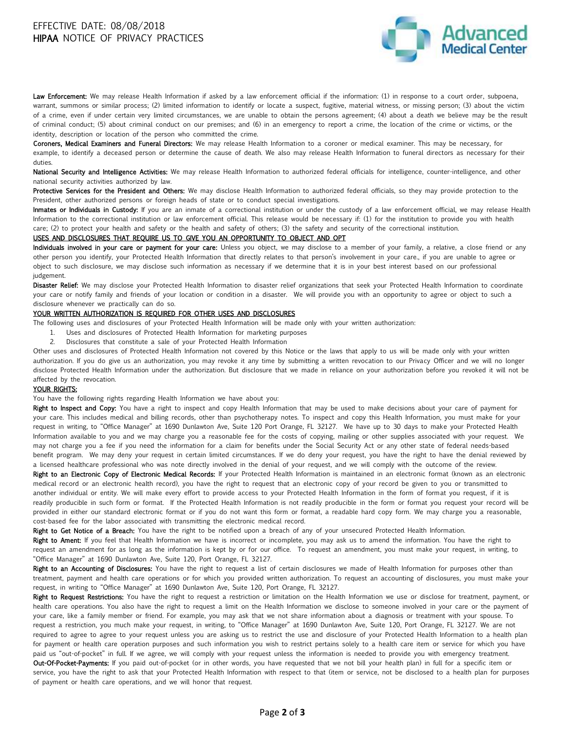**Law Enforcement:** We may release Health Information if asked by a law enforcement official if the information: (1) in response to a court order, subpoena, warrant, summons or similar process; (2) limited information to identify or locate a suspect, fugitive, material witness, or missing person; (3) about the victim of a crime, even if under certain very limited circumstances, we are unable to obtain the persons agreement; (4) about a death we believe may be the result of criminal conduct; (5) about criminal conduct on our premises; and (6) in an emergency to report a crime, the location of the crime or victims, or the identity, description or location of the person who committed the crime.

**Coroners, Medical Examiners and Funeral Directors:** We may release Health Information to a coroner or medical examiner. This may be necessary, for example, to identify a deceased person or determine the cause of death. We also may release Health Information to funeral directors as necessary for their duties.

**National Security and Intelligence Activities:** We may release Health Information to authorized federal officials for intelligence, counter-intelligence, and other national security activities authorized by law.

**Protective Services for the President and Others:** We may disclose Health Information to authorized federal officials, so they may provide protection to the President, other authorized persons or foreign heads of state or to conduct special investigations.

**Inmates or Individuals in Custody:** If you are an inmate of a correctional institution or under the custody of a law enforcement official, we may release Health Information to the correctional institution or law enforcement official. This release would be necessary if: (1) for the institution to provide you with health care; (2) to protect your health and safety or the health and safety of others; (3) the safety and security of the correctional institution.

**USES AND DISCLOSURES THAT REQUIRE US TO GIVE YOU AN OPPORTUNITY TO OBJECT AND OPT**

**Individuals involved in your care or payment for your care:** Unless you object, we may disclose to a member of your family, a relative, a close friend or any other person you identify, your Protected Health Information that directly relates to that person's involvement in your care., if you are unable to agree or object to such disclosure, we may disclose such information as necessary if we determine that it is in your best interest based on our professional judgement.

**Disaster Relief:** We may disclose your Protected Health Information to disaster relief organizations that seek your Protected Health Information to coordinate your care or notify family and friends of your location or condition in a disaster. We will provide you with an opportunity to agree or object to such a disclosure whenever we practically can do so.

**YOUR WRITTEN AUTHORIZATION IS REQUIRED FOR OTHER USES AND DISCLOSURES**

The following uses and disclosures of your Protected Health Information will be made only with your written authorization:

1. Uses and disclosures of Protected Health Information for marketing purposes
2. Disclosures that constitute a sale of your Protected Health Information

Other uses and disclosures of Protected Health Information not covered by this Notice or the laws that apply to us will be made only with your written authorization. If you do give us an authorization, you may revoke it any time by submitting a written revocation to our Privacy Officer and we will no longer disclose Protected Health Information under the authorization. But disclosure that we made in reliance on your authorization before you revoked it will not be affected by the revocation.

**YOUR RIGHTS:**

You have the following rights regarding Health Information we have about you:

**Right to Inspect and Copy:** You have a right to inspect and copy Health Information that may be used to make decisions about your care of payment for your care. This includes medical and billing records, other than psychotherapy notes. To inspect and copy this Health Information, you must make for your request in writing, to "Office Manager" at 1690 Dunlawton Ave, Suite 120 Port Orange, FL 32127. We have up to 30 days to make your Protected Health Information available to you and we may charge you a reasonable fee for the costs of copying, mailing or other supplies associated with your request. We may not charge you a fee if you need the information for a claim for benefits under the Social Security Act or any other state of federal needs-based benefit program. We may deny your request in certain limited circumstances. If we do deny your request, you have the right to have the denial reviewed by a licensed healthcare professional who was note directly involved in the denial of your request, and we will comply with the outcome of the review.

**Right to an Electronic Copy of Electronic Medical Records:** If your Protected Health Information is maintained in an electronic format (known as an electronic medical record or an electronic health record), you have the right to request that an electronic copy of your record be given to you or transmitted to another individual or entity. We will make every effort to provide access to your Protected Health Information in the form of format you request, if it is readily producible in such form or format. If the Protected Health Information is not readily producible in the form or format you request your record will be provided in either our standard electronic format or if you do not want this form or format, a readable hard copy form. We may charge you a reasonable, cost-based fee for the labor associated with transmitting the electronic medical record.

**Right to Get Notice of a Breach:** You have the right to be notified upon a breach of any of your unsecured Protected Health Information.

**Right to Ament:** If you feel that Health Information we have is incorrect or incomplete, you may ask us to amend the information. You have the right to request an amendment for as long as the information is kept by or for our office. To request an amendment, you must make your request, in writing, to "Office Manager" at 1690 Dunlawton Ave, Suite 120, Port Orange, FL 32127.

**Right to an Accounting of Disclosures:** You have the right to request a list of certain disclosures we made of Health Information for purposes other than treatment, payment and health care operations or for which you provided written authorization. To request an accounting of disclosures, you must make your request, in writing to "Office Manager" at 1690 Dunlawton Ave, Suite 120, Port Orange, FL 32127.

**Right to Request Restrictions:** You have the right to request a restriction or limitation on the Health Information we use or disclose for treatment, payment, or health care operations. You also have the right to request a limit on the Health Information we disclose to someone involved in your care or the payment of your care, like a family member or friend. For example, you may ask that we not share information about a diagnosis or treatment with your spouse. To request a restriction, you much make your request, in writing, to "Office Manager" at 1690 Dunlawton Ave, Suite 120, Port Orange, FL 32127. We are not required to agree to agree to your request unless you are asking us to restrict the use and disclosure of your Protected Health Information to a health plan for payment or health care operation purposes and such information you wish to restrict pertains solely to a health care item or service for which you have paid us "out-of-pocket" in full. If we agree, we will comply with your request unless the information is needed to provide you with emergency treatment.

**Out-Of-Pocket-Payments:** If you paid out-of-pocket (or in other words, you have requested that we not bill your health plan) in full for a specific item or service, you have the right to ask that your Protected Health Information with respect to that (item or service, not be disclosed to a health plan for purposes of payment or health care operations, and we will honor that request.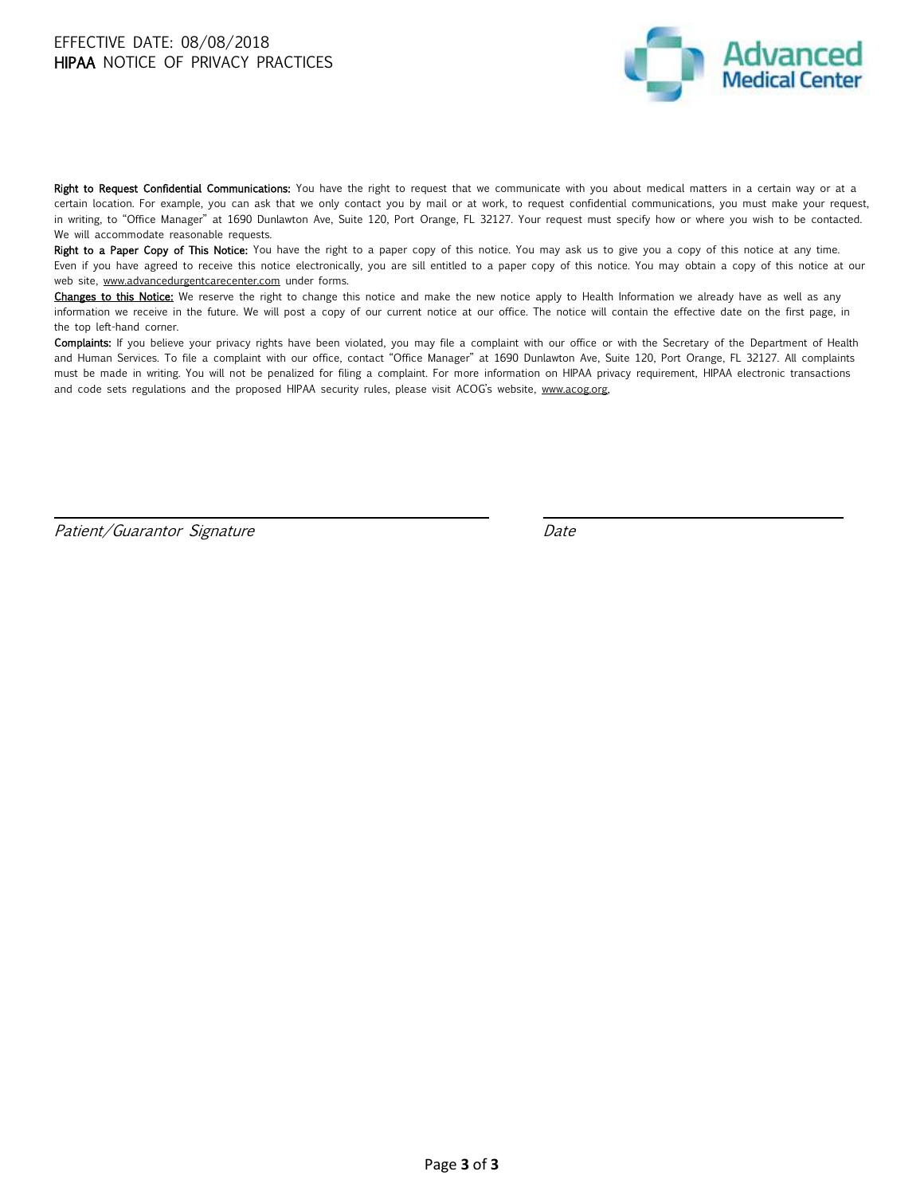**Right to Request Confidential Communications:** You have the right to request that we communicate with you about medical matters in a certain way or at a certain location. For example, you can ask that we only contact you by mail or at work, to request confidential communications, you must make your request, in writing, to "Office Manager" at 1690 Dunlawton Ave, Suite 120, Port Orange, FL 32127. Your request must specify how or where you wish to be contacted. We will accommodate reasonable requests.

**Right to a Paper Copy of This Notice:** You have the right to a paper copy of this notice. You may ask us to give you a copy of this notice at any time. Even if you have agreed to receive this notice electronically, you are sill entitled to a paper copy of this notice. You may obtain a copy of this notice at our web site, www.advancedurgentcarecenter.com under forms.

**Changes to this Notice:** We reserve the right to change this notice and make the new notice apply to Health Information we already have as well as any information we receive in the future. We will post a copy of our current notice at our office. The notice will contain the effective date on the first page, in the top left-hand corner.

**Complaints:** If you believe your privacy rights have been violated, you may file a complaint with our office or with the Secretary of the Department of Health and Human Services. To file a complaint with our office, contact "Office Manager" at 1690 Dunlawton Ave, Suite 120, Port Orange, FL 32127. All complaints must be made in writing. You will not be penalized for filing a complaint. For more information on HIPAA privacy requirement, HIPAA electronic transactions and code sets regulations and the proposed HIPAA security rules, please visit ACOG's website, www.acog.org,

_________________________________ &nbsp;&nbsp;&nbsp;&nbsp; _________________________

*Patient/Guarantor Signature* &nbsp;&nbsp;&nbsp;&nbsp; *Date*